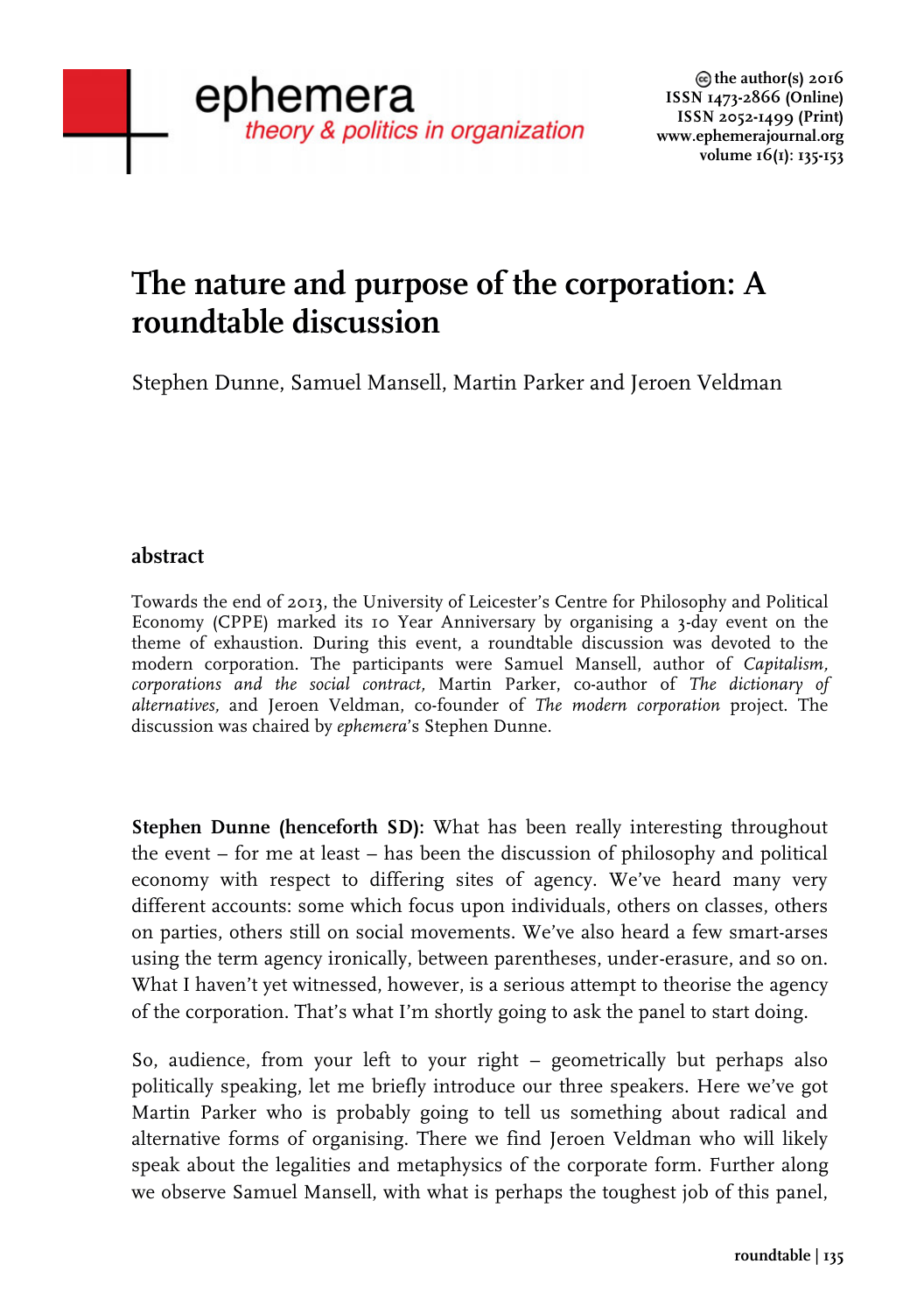# The nature and purpose of the corporation: A roundtable discussion

Stephen Dunne, Samuel Mansell, Martin Parker and Jeroen Veldman

## abstract

Towards the end of 2013, the University of Leicester's Centre for Philosophy and Political Economy (CPPE) marked its 10 Year Anniversary by organising a 3-day event on the theme of exhaustion. During this event, a roundtable discussion was devoted to the modern corporation. The participants were Samuel Mansell, author of *Capitalism, corporations and the social contract,* Martin Parker, co-author of *The dictionary of alternatives,* and Jeroen Veldman, co-founder of *The modern corporation* project. The discussion was chaired by *ephemera*'s Stephen Dunne.

**Stephen Dunne (henceforth SD):** What has been really interesting throughout the event – for me at least – has been the discussion of philosophy and political economy with respect to differing sites of agency. We've heard many very different accounts: some which focus upon individuals, others on classes, others on parties, others still on social movements. We've also heard a few smart-arses using the term agency ironically, between parentheses, under-erasure, and so on. What I haven't yet witnessed, however, is a serious attempt to theorise the agency of the corporation. That's what I'm shortly going to ask the panel to start doing.

So, audience, from your left to your right – geometrically but perhaps also politically speaking, let me briefly introduce our three speakers. Here we've got Martin Parker who is probably going to tell us something about radical and alternative forms of organising. There we find Jeroen Veldman who will likely speak about the legalities and metaphysics of the corporate form. Further along we observe Samuel Mansell, with what is perhaps the toughest job of this panel,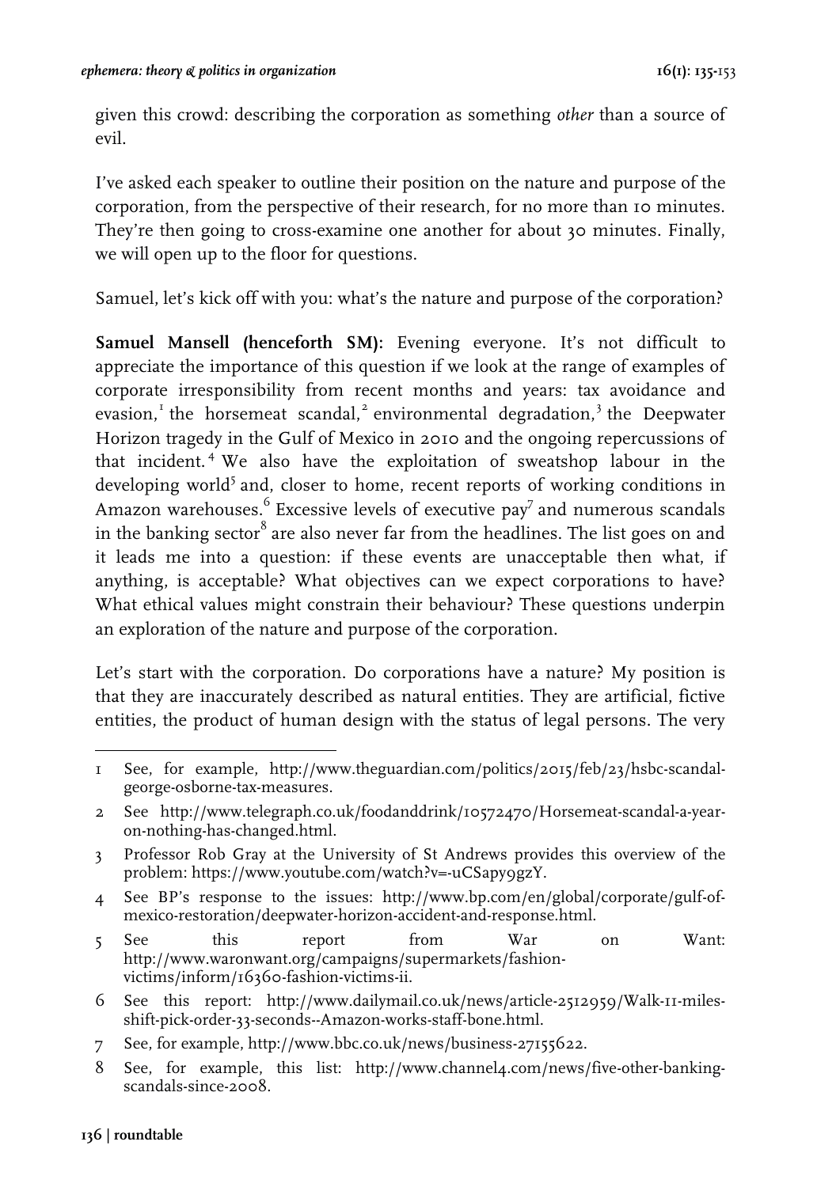given this crowd: describing the corporation as something *other* than a source of evil.

I've asked each speaker to outline their position on the nature and purpose of the corporation, from the perspective of their research, for no more than 10 minutes. They're then going to cross-examine one another for about 30 minutes. Finally, we will open up to the floor for questions.

Samuel, let's kick off with you: what's the nature and purpose of the corporation?

**Samuel Mansell (henceforth SM):** Evening everyone. It's not difficult to appreciate the importance of this question if we look at the range of examples of corporate irresponsibility from recent months and years: tax avoidance and evasion,[1] the horsemeat scandal,[2] environmental degradation,[3] the Deepwater Horizon tragedy in the Gulf of Mexico in 2010 and the ongoing repercussions of that incident.[4] We also have the exploitation of sweatshop labour in the developing world[5] and, closer to home, recent reports of working conditions in Amazon warehouses.[6] Excessive levels of executive pay[7] and numerous scandals in the banking sector[8] are also never far from the headlines. The list goes on and it leads me into a question: if these events are unacceptable then what, if anything, is acceptable? What objectives can we expect corporations to have? What ethical values might constrain their behaviour? These questions underpin an exploration of the nature and purpose of the corporation.

Let's start with the corporation. Do corporations have a nature? My position is that they are inaccurately described as natural entities. They are artificial, fictive entities, the product of human design with the status of legal persons. The very

---

1 See, for example, http://www.theguardian.com/politics/2015/feb/23/hsbc-scandal-george-osborne-tax-measures.

2 See http://www.telegraph.co.uk/foodanddrink/10572470/Horsemeat-scandal-a-year-on-nothing-has-changed.html.

3 Professor Rob Gray at the University of St Andrews provides this overview of the problem: https://www.youtube.com/watch?v=-uCSapy9gzY.

4 See BP's response to the issues: http://www.bp.com/en/global/corporate/gulf-of-mexico-restoration/deepwater-horizon-accident-and-response.html.

5 See this report from War on Want: http://www.waronwant.org/campaigns/supermarkets/fashion-victims/inform/16360-fashion-victims-ii.

6 See this report: http://www.dailymail.co.uk/news/article-2512959/Walk-11-miles-shift-pick-order-33-seconds--Amazon-works-staff-bone.html.

7 See, for example, http://www.bbc.co.uk/news/business-27155622.

8 See, for example, this list: http://www.channel4.com/news/five-other-banking-scandals-since-2008.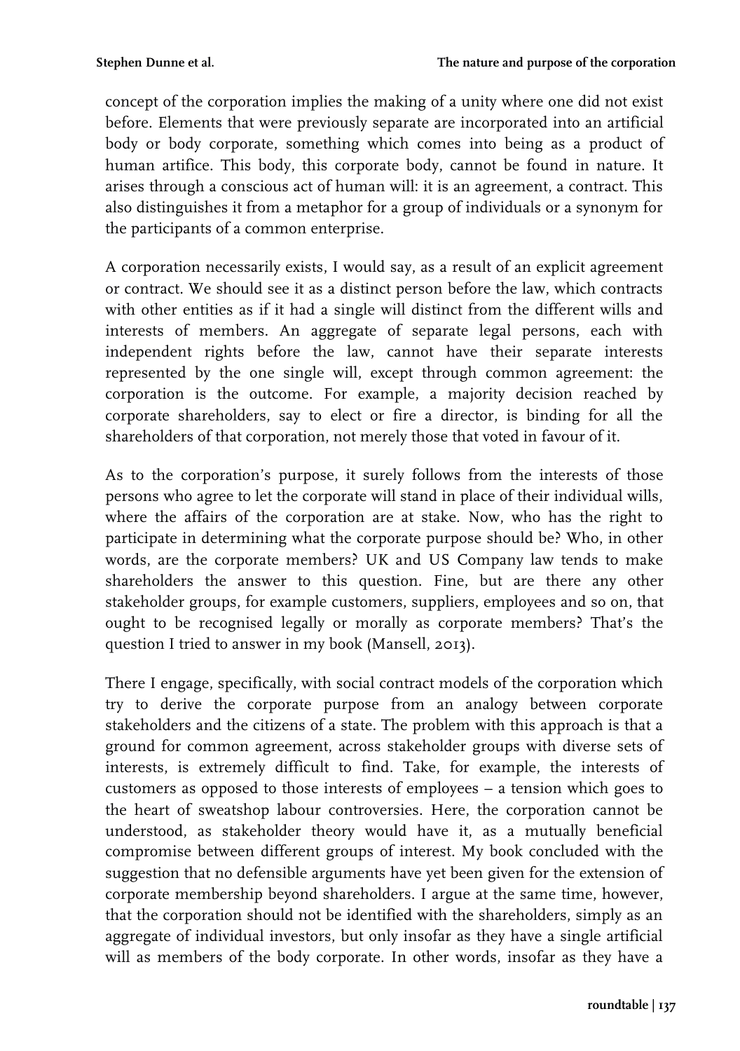concept of the corporation implies the making of a unity where one did not exist before. Elements that were previously separate are incorporated into an artificial body or body corporate, something which comes into being as a product of human artifice. This body, this corporate body, cannot be found in nature. It arises through a conscious act of human will: it is an agreement, a contract. This also distinguishes it from a metaphor for a group of individuals or a synonym for the participants of a common enterprise.

A corporation necessarily exists, I would say, as a result of an explicit agreement or contract. We should see it as a distinct person before the law, which contracts with other entities as if it had a single will distinct from the different wills and interests of members. An aggregate of separate legal persons, each with independent rights before the law, cannot have their separate interests represented by the one single will, except through common agreement: the corporation is the outcome. For example, a majority decision reached by corporate shareholders, say to elect or fire a director, is binding for all the shareholders of that corporation, not merely those that voted in favour of it.

As to the corporation's purpose, it surely follows from the interests of those persons who agree to let the corporate will stand in place of their individual wills, where the affairs of the corporation are at stake. Now, who has the right to participate in determining what the corporate purpose should be? Who, in other words, are the corporate members? UK and US Company law tends to make shareholders the answer to this question. Fine, but are there any other stakeholder groups, for example customers, suppliers, employees and so on, that ought to be recognised legally or morally as corporate members? That's the question I tried to answer in my book (Mansell, 2013).

There I engage, specifically, with social contract models of the corporation which try to derive the corporate purpose from an analogy between corporate stakeholders and the citizens of a state. The problem with this approach is that a ground for common agreement, across stakeholder groups with diverse sets of interests, is extremely difficult to find. Take, for example, the interests of customers as opposed to those interests of employees – a tension which goes to the heart of sweatshop labour controversies. Here, the corporation cannot be understood, as stakeholder theory would have it, as a mutually beneficial compromise between different groups of interest. My book concluded with the suggestion that no defensible arguments have yet been given for the extension of corporate membership beyond shareholders. I argue at the same time, however, that the corporation should not be identified with the shareholders, simply as an aggregate of individual investors, but only insofar as they have a single artificial will as members of the body corporate. In other words, insofar as they have a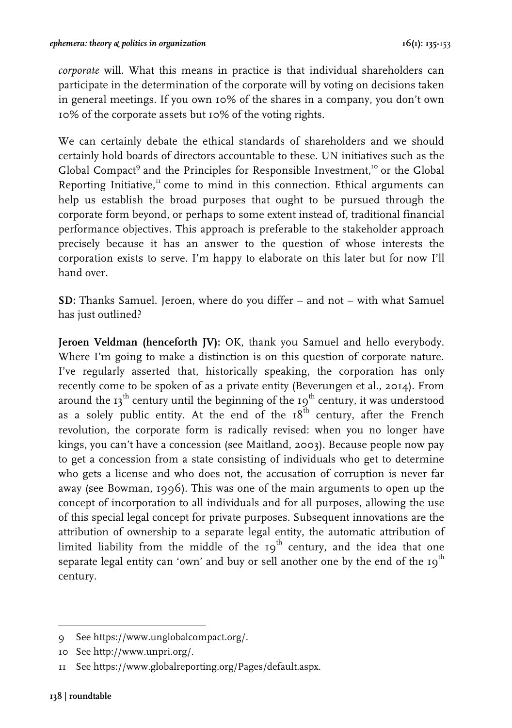*corporate* will. What this means in practice is that individual shareholders can participate in the determination of the corporate will by voting on decisions taken in general meetings. If you own 10% of the shares in a company, you don't own 10% of the corporate assets but 10% of the voting rights.

We can certainly debate the ethical standards of shareholders and we should certainly hold boards of directors accountable to these. UN initiatives such as the Global Compact[9] and the Principles for Responsible Investment,[10] or the Global Reporting Initiative,[11] come to mind in this connection. Ethical arguments can help us establish the broad purposes that ought to be pursued through the corporate form beyond, or perhaps to some extent instead of, traditional financial performance objectives. This approach is preferable to the stakeholder approach precisely because it has an answer to the question of whose interests the corporation exists to serve. I'm happy to elaborate on this later but for now I'll hand over.

**SD:** Thanks Samuel. Jeroen, where do you differ – and not – with what Samuel has just outlined?

**Jeroen Veldman (henceforth JV):** OK, thank you Samuel and hello everybody. Where I'm going to make a distinction is on this question of corporate nature. I've regularly asserted that, historically speaking, the corporation has only recently come to be spoken of as a private entity (Beverungen et al., 2014). From around the 13th century until the beginning of the 19th century, it was understood as a solely public entity. At the end of the 18th century, after the French revolution, the corporate form is radically revised: when you no longer have kings, you can't have a concession (see Maitland, 2003). Because people now pay to get a concession from a state consisting of individuals who get to determine who gets a license and who does not, the accusation of corruption is never far away (see Bowman, 1996). This was one of the main arguments to open up the concept of incorporation to all individuals and for all purposes, allowing the use of this special legal concept for private purposes. Subsequent innovations are the attribution of ownership to a separate legal entity, the automatic attribution of limited liability from the middle of the 19th century, and the idea that one separate legal entity can 'own' and buy or sell another one by the end of the 19th century.

---

9 See https://www.unglobalcompact.org/.

10 See http://www.unpri.org/.

11 See https://www.globalreporting.org/Pages/default.aspx.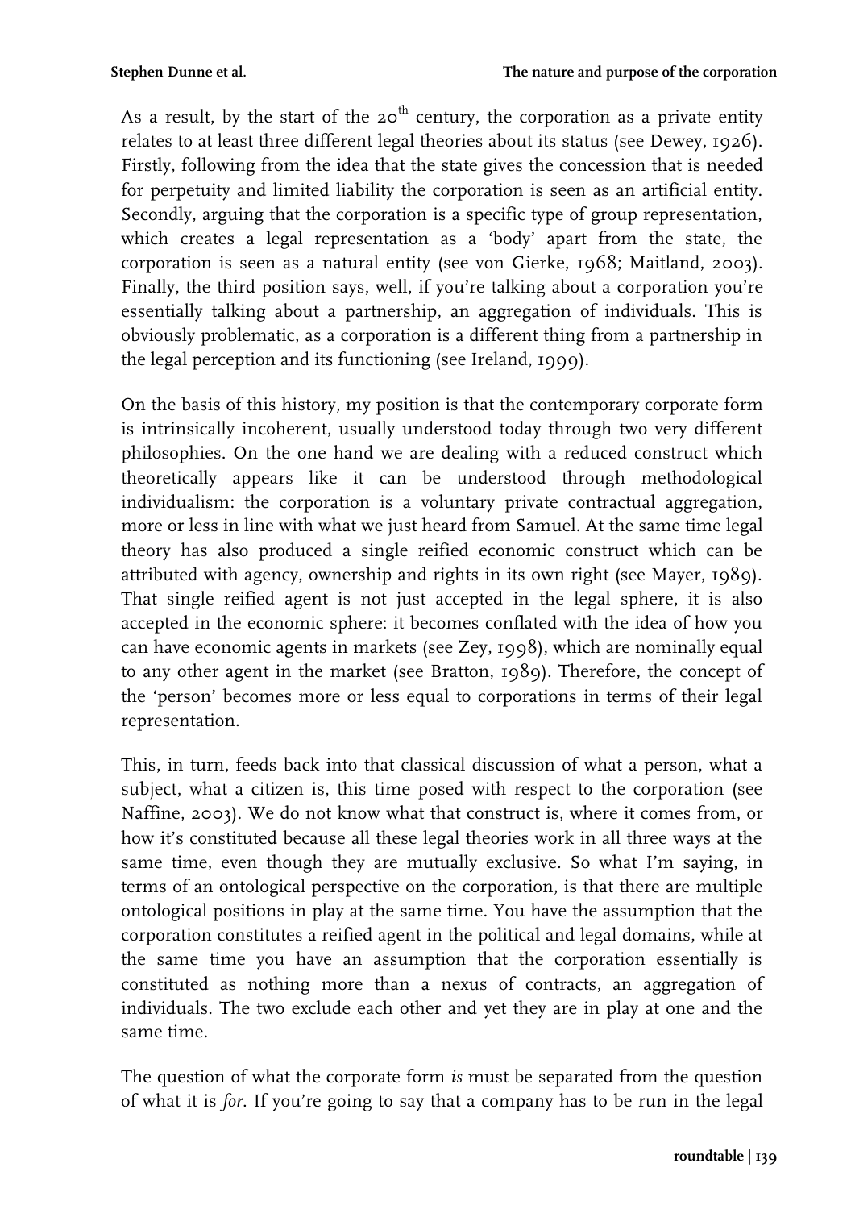As a result, by the start of the 20$^{th}$ century, the corporation as a private entity relates to at least three different legal theories about its status (see Dewey, 1926). Firstly, following from the idea that the state gives the concession that is needed for perpetuity and limited liability the corporation is seen as an artificial entity. Secondly, arguing that the corporation is a specific type of group representation, which creates a legal representation as a 'body' apart from the state, the corporation is seen as a natural entity (see von Gierke, 1968; Maitland, 2003). Finally, the third position says, well, if you're talking about a corporation you're essentially talking about a partnership, an aggregation of individuals. This is obviously problematic, as a corporation is a different thing from a partnership in the legal perception and its functioning (see Ireland, 1999).

On the basis of this history, my position is that the contemporary corporate form is intrinsically incoherent, usually understood today through two very different philosophies. On the one hand we are dealing with a reduced construct which theoretically appears like it can be understood through methodological individualism: the corporation is a voluntary private contractual aggregation, more or less in line with what we just heard from Samuel. At the same time legal theory has also produced a single reified economic construct which can be attributed with agency, ownership and rights in its own right (see Mayer, 1989). That single reified agent is not just accepted in the legal sphere, it is also accepted in the economic sphere: it becomes conflated with the idea of how you can have economic agents in markets (see Zey, 1998), which are nominally equal to any other agent in the market (see Bratton, 1989). Therefore, the concept of the 'person' becomes more or less equal to corporations in terms of their legal representation.

This, in turn, feeds back into that classical discussion of what a person, what a subject, what a citizen is, this time posed with respect to the corporation (see Naffine, 2003). We do not know what that construct is, where it comes from, or how it's constituted because all these legal theories work in all three ways at the same time, even though they are mutually exclusive. So what I'm saying, in terms of an ontological perspective on the corporation, is that there are multiple ontological positions in play at the same time. You have the assumption that the corporation constitutes a reified agent in the political and legal domains, while at the same time you have an assumption that the corporation essentially is constituted as nothing more than a nexus of contracts, an aggregation of individuals. The two exclude each other and yet they are in play at one and the same time.

The question of what the corporate form *is* must be separated from the question of what it is *for*. If you're going to say that a company has to be run in the legal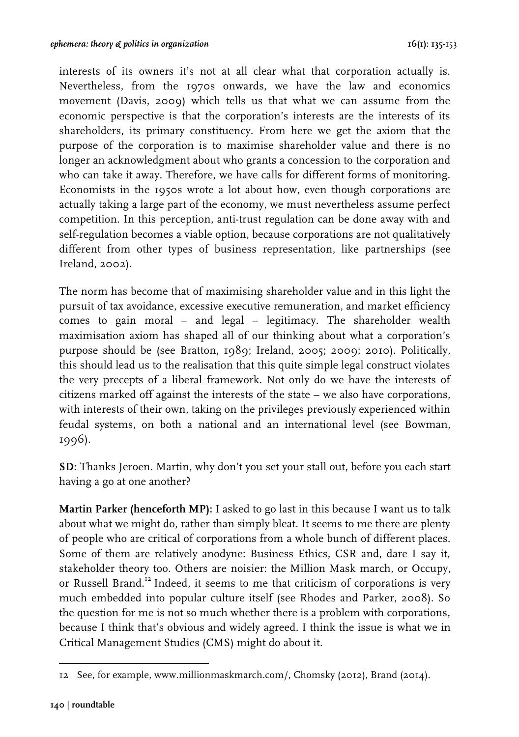interests of its owners it's not at all clear what that corporation actually is. Nevertheless, from the 1970s onwards, we have the law and economics movement (Davis, 2009) which tells us that what we can assume from the economic perspective is that the corporation's interests are the interests of its shareholders, its primary constituency. From here we get the axiom that the purpose of the corporation is to maximise shareholder value and there is no longer an acknowledgment about who grants a concession to the corporation and who can take it away. Therefore, we have calls for different forms of monitoring. Economists in the 1950s wrote a lot about how, even though corporations are actually taking a large part of the economy, we must nevertheless assume perfect competition. In this perception, anti-trust regulation can be done away with and self-regulation becomes a viable option, because corporations are not qualitatively different from other types of business representation, like partnerships (see Ireland, 2002).

The norm has become that of maximising shareholder value and in this light the pursuit of tax avoidance, excessive executive remuneration, and market efficiency comes to gain moral – and legal – legitimacy. The shareholder wealth maximisation axiom has shaped all of our thinking about what a corporation's purpose should be (see Bratton, 1989; Ireland, 2005; 2009; 2010). Politically, this should lead us to the realisation that this quite simple legal construct violates the very precepts of a liberal framework. Not only do we have the interests of citizens marked off against the interests of the state – we also have corporations, with interests of their own, taking on the privileges previously experienced within feudal systems, on both a national and an international level (see Bowman, 1996).

**SD:** Thanks Jeroen. Martin, why don't you set your stall out, before you each start having a go at one another?

**Martin Parker (henceforth MP):** I asked to go last in this because I want us to talk about what we might do, rather than simply bleat. It seems to me there are plenty of people who are critical of corporations from a whole bunch of different places. Some of them are relatively anodyne: Business Ethics, CSR and, dare I say it, stakeholder theory too. Others are noisier: the Million Mask march, or Occupy, or Russell Brand.[12] Indeed, it seems to me that criticism of corporations is very much embedded into popular culture itself (see Rhodes and Parker, 2008). So the question for me is not so much whether there is a problem with corporations, because I think that's obvious and widely agreed. I think the issue is what we in Critical Management Studies (CMS) might do about it.

---

12 See, for example, www.millionmaskmarch.com/, Chomsky (2012), Brand (2014).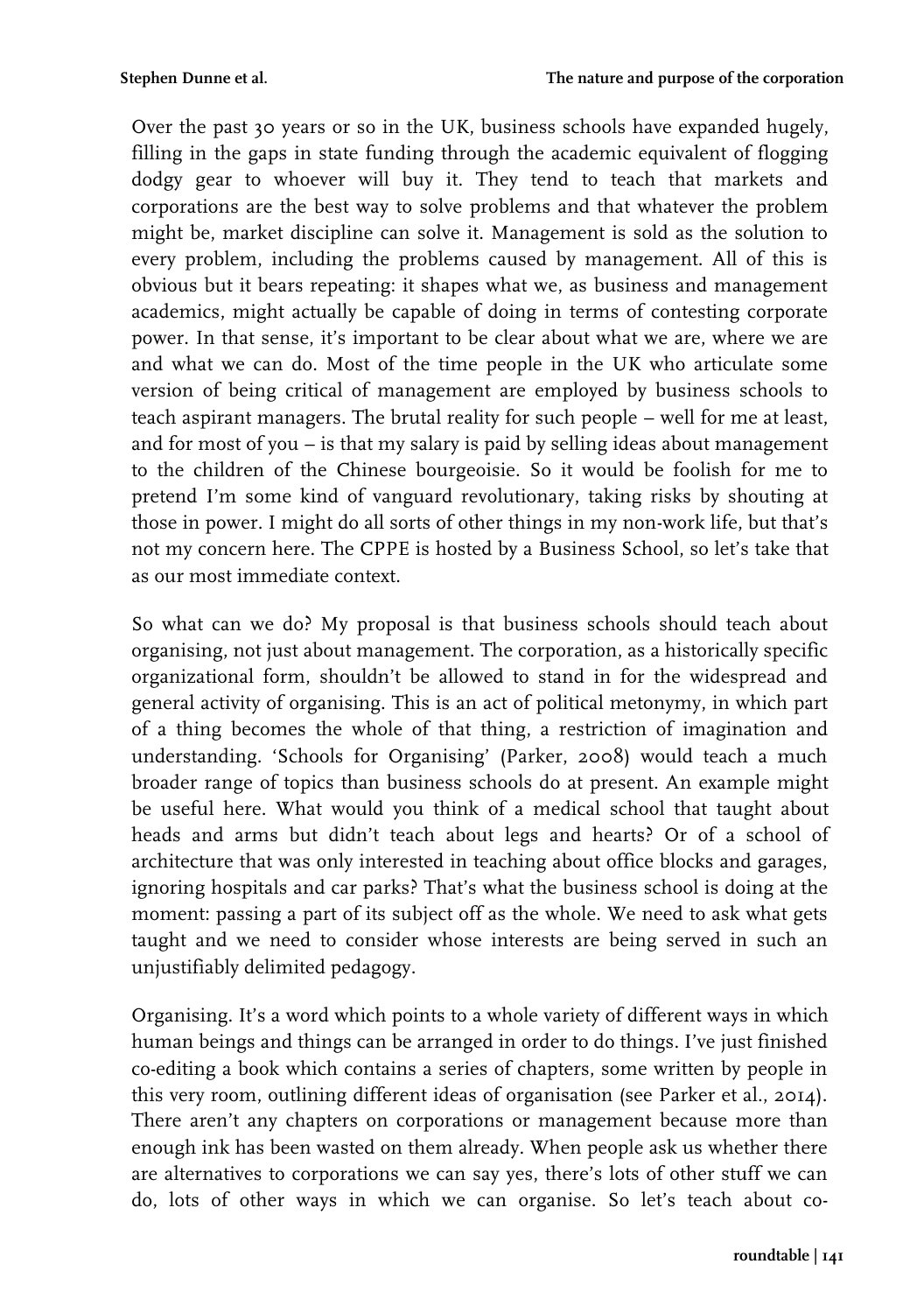Over the past 30 years or so in the UK, business schools have expanded hugely, filling in the gaps in state funding through the academic equivalent of flogging dodgy gear to whoever will buy it. They tend to teach that markets and corporations are the best way to solve problems and that whatever the problem might be, market discipline can solve it. Management is sold as the solution to every problem, including the problems caused by management. All of this is obvious but it bears repeating: it shapes what we, as business and management academics, might actually be capable of doing in terms of contesting corporate power. In that sense, it's important to be clear about what we are, where we are and what we can do. Most of the time people in the UK who articulate some version of being critical of management are employed by business schools to teach aspirant managers. The brutal reality for such people – well for me at least, and for most of you – is that my salary is paid by selling ideas about management to the children of the Chinese bourgeoisie. So it would be foolish for me to pretend I'm some kind of vanguard revolutionary, taking risks by shouting at those in power. I might do all sorts of other things in my non-work life, but that's not my concern here. The CPPE is hosted by a Business School, so let's take that as our most immediate context.

So what can we do? My proposal is that business schools should teach about organising, not just about management. The corporation, as a historically specific organizational form, shouldn't be allowed to stand in for the widespread and general activity of organising. This is an act of political metonymy, in which part of a thing becomes the whole of that thing, a restriction of imagination and understanding. 'Schools for Organising' (Parker, 2008) would teach a much broader range of topics than business schools do at present. An example might be useful here. What would you think of a medical school that taught about heads and arms but didn't teach about legs and hearts? Or of a school of architecture that was only interested in teaching about office blocks and garages, ignoring hospitals and car parks? That's what the business school is doing at the moment: passing a part of its subject off as the whole. We need to ask what gets taught and we need to consider whose interests are being served in such an unjustifiably delimited pedagogy.

Organising. It's a word which points to a whole variety of different ways in which human beings and things can be arranged in order to do things. I've just finished co-editing a book which contains a series of chapters, some written by people in this very room, outlining different ideas of organisation (see Parker et al., 2014). There aren't any chapters on corporations or management because more than enough ink has been wasted on them already. When people ask us whether there are alternatives to corporations we can say yes, there's lots of other stuff we can do, lots of other ways in which we can organise. So let's teach about co-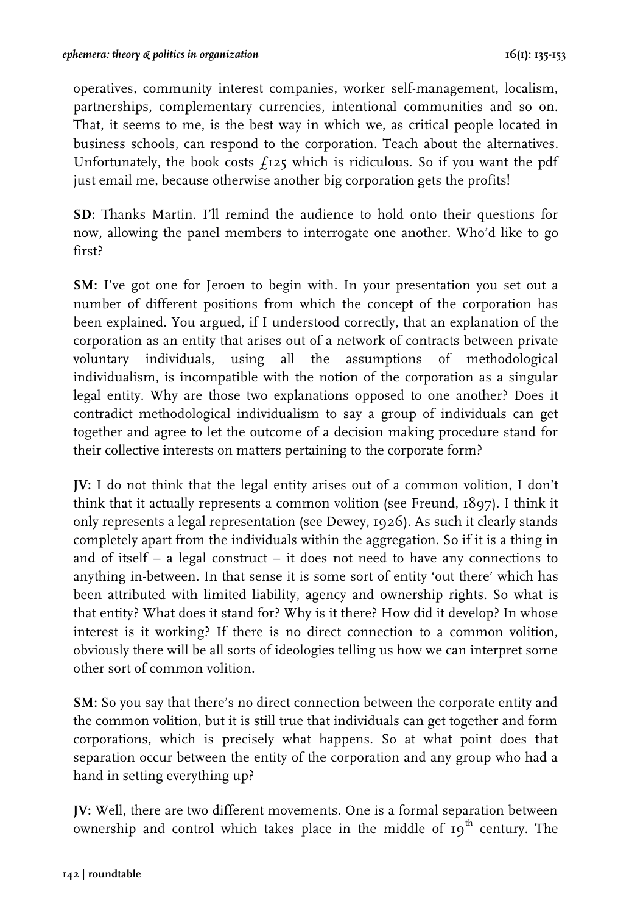operatives, community interest companies, worker self-management, localism, partnerships, complementary currencies, intentional communities and so on. That, it seems to me, is the best way in which we, as critical people located in business schools, can respond to the corporation. Teach about the alternatives. Unfortunately, the book costs £125 which is ridiculous. So if you want the pdf just email me, because otherwise another big corporation gets the profits!

**SD:** Thanks Martin. I'll remind the audience to hold onto their questions for now, allowing the panel members to interrogate one another. Who'd like to go first?

**SM:** I've got one for Jeroen to begin with. In your presentation you set out a number of different positions from which the concept of the corporation has been explained. You argued, if I understood correctly, that an explanation of the corporation as an entity that arises out of a network of contracts between private voluntary individuals, using all the assumptions of methodological individualism, is incompatible with the notion of the corporation as a singular legal entity. Why are those two explanations opposed to one another? Does it contradict methodological individualism to say a group of individuals can get together and agree to let the outcome of a decision making procedure stand for their collective interests on matters pertaining to the corporate form?

**JV:** I do not think that the legal entity arises out of a common volition, I don't think that it actually represents a common volition (see Freund, 1897). I think it only represents a legal representation (see Dewey, 1926). As such it clearly stands completely apart from the individuals within the aggregation. So if it is a thing in and of itself – a legal construct – it does not need to have any connections to anything in-between. In that sense it is some sort of entity 'out there' which has been attributed with limited liability, agency and ownership rights. So what is that entity? What does it stand for? Why is it there? How did it develop? In whose interest is it working? If there is no direct connection to a common volition, obviously there will be all sorts of ideologies telling us how we can interpret some other sort of common volition.

**SM:** So you say that there's no direct connection between the corporate entity and the common volition, but it is still true that individuals can get together and form corporations, which is precisely what happens. So at what point does that separation occur between the entity of the corporation and any group who had a hand in setting everything up?

**JV:** Well, there are two different movements. One is a formal separation between ownership and control which takes place in the middle of 19th century. The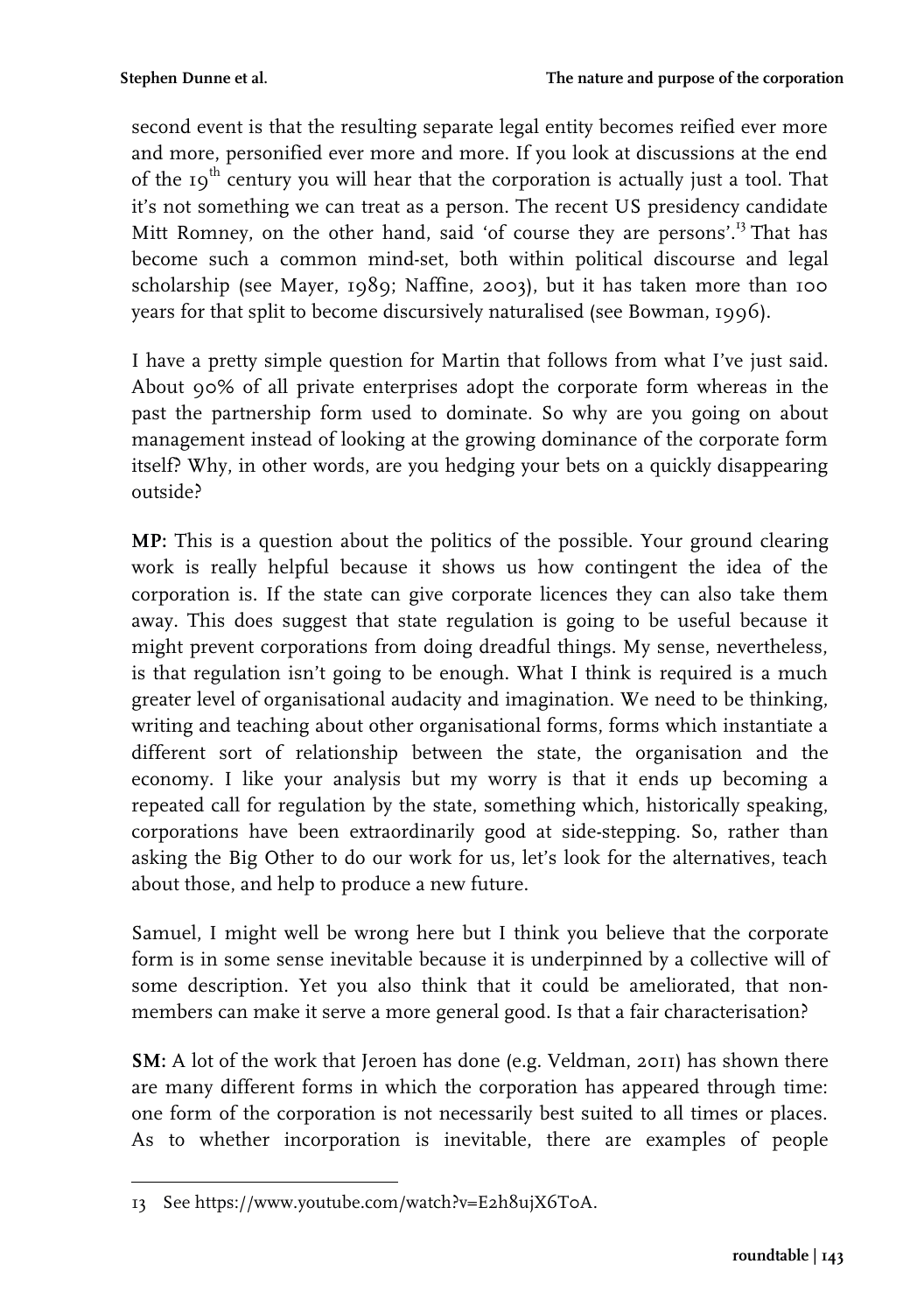second event is that the resulting separate legal entity becomes reified ever more and more, personified ever more and more. If you look at discussions at the end of the 19$^{th}$ century you will hear that the corporation is actually just a tool. That it's not something we can treat as a person. The recent US presidency candidate Mitt Romney, on the other hand, said 'of course they are persons'.[13] That has become such a common mind-set, both within political discourse and legal scholarship (see Mayer, 1989; Naffine, 2003), but it has taken more than 100 years for that split to become discursively naturalised (see Bowman, 1996).

I have a pretty simple question for Martin that follows from what I've just said. About 90% of all private enterprises adopt the corporate form whereas in the past the partnership form used to dominate. So why are you going on about management instead of looking at the growing dominance of the corporate form itself? Why, in other words, are you hedging your bets on a quickly disappearing outside?

**MP:** This is a question about the politics of the possible. Your ground clearing work is really helpful because it shows us how contingent the idea of the corporation is. If the state can give corporate licences they can also take them away. This does suggest that state regulation is going to be useful because it might prevent corporations from doing dreadful things. My sense, nevertheless, is that regulation isn't going to be enough. What I think is required is a much greater level of organisational audacity and imagination. We need to be thinking, writing and teaching about other organisational forms, forms which instantiate a different sort of relationship between the state, the organisation and the economy. I like your analysis but my worry is that it ends up becoming a repeated call for regulation by the state, something which, historically speaking, corporations have been extraordinarily good at side-stepping. So, rather than asking the Big Other to do our work for us, let's look for the alternatives, teach about those, and help to produce a new future.

Samuel, I might well be wrong here but I think you believe that the corporate form is in some sense inevitable because it is underpinned by a collective will of some description. Yet you also think that it could be ameliorated, that non-members can make it serve a more general good. Is that a fair characterisation?

**SM:** A lot of the work that Jeroen has done (e.g. Veldman, 2011) has shown there are many different forms in which the corporation has appeared through time: one form of the corporation is not necessarily best suited to all times or places. As to whether incorporation is inevitable, there are examples of people

---

13 See https://www.youtube.com/watch?v=E2h8ujX6T0A.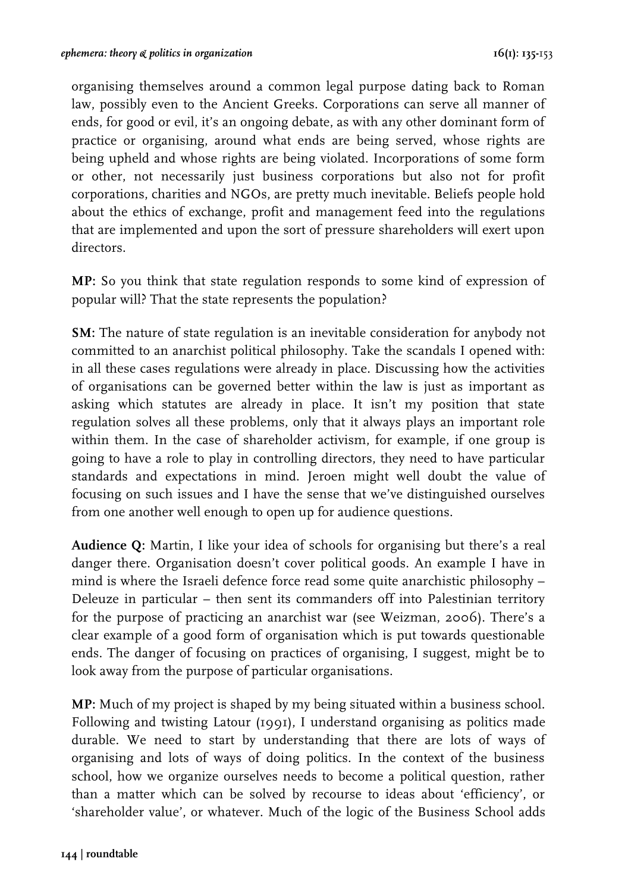organising themselves around a common legal purpose dating back to Roman law, possibly even to the Ancient Greeks. Corporations can serve all manner of ends, for good or evil, it's an ongoing debate, as with any other dominant form of practice or organising, around what ends are being served, whose rights are being upheld and whose rights are being violated. Incorporations of some form or other, not necessarily just business corporations but also not for profit corporations, charities and NGOs, are pretty much inevitable. Beliefs people hold about the ethics of exchange, profit and management feed into the regulations that are implemented and upon the sort of pressure shareholders will exert upon directors.

**MP:** So you think that state regulation responds to some kind of expression of popular will? That the state represents the population?

**SM:** The nature of state regulation is an inevitable consideration for anybody not committed to an anarchist political philosophy. Take the scandals I opened with: in all these cases regulations were already in place. Discussing how the activities of organisations can be governed better within the law is just as important as asking which statutes are already in place. It isn't my position that state regulation solves all these problems, only that it always plays an important role within them. In the case of shareholder activism, for example, if one group is going to have a role to play in controlling directors, they need to have particular standards and expectations in mind. Jeroen might well doubt the value of focusing on such issues and I have the sense that we've distinguished ourselves from one another well enough to open up for audience questions.

**Audience Q:** Martin, I like your idea of schools for organising but there's a real danger there. Organisation doesn't cover political goods. An example I have in mind is where the Israeli defence force read some quite anarchistic philosophy – Deleuze in particular – then sent its commanders off into Palestinian territory for the purpose of practicing an anarchist war (see Weizman, 2006). There's a clear example of a good form of organisation which is put towards questionable ends. The danger of focusing on practices of organising, I suggest, might be to look away from the purpose of particular organisations.

**MP:** Much of my project is shaped by my being situated within a business school. Following and twisting Latour (1991), I understand organising as politics made durable. We need to start by understanding that there are lots of ways of organising and lots of ways of doing politics. In the context of the business school, how we organize ourselves needs to become a political question, rather than a matter which can be solved by recourse to ideas about 'efficiency', or 'shareholder value', or whatever. Much of the logic of the Business School adds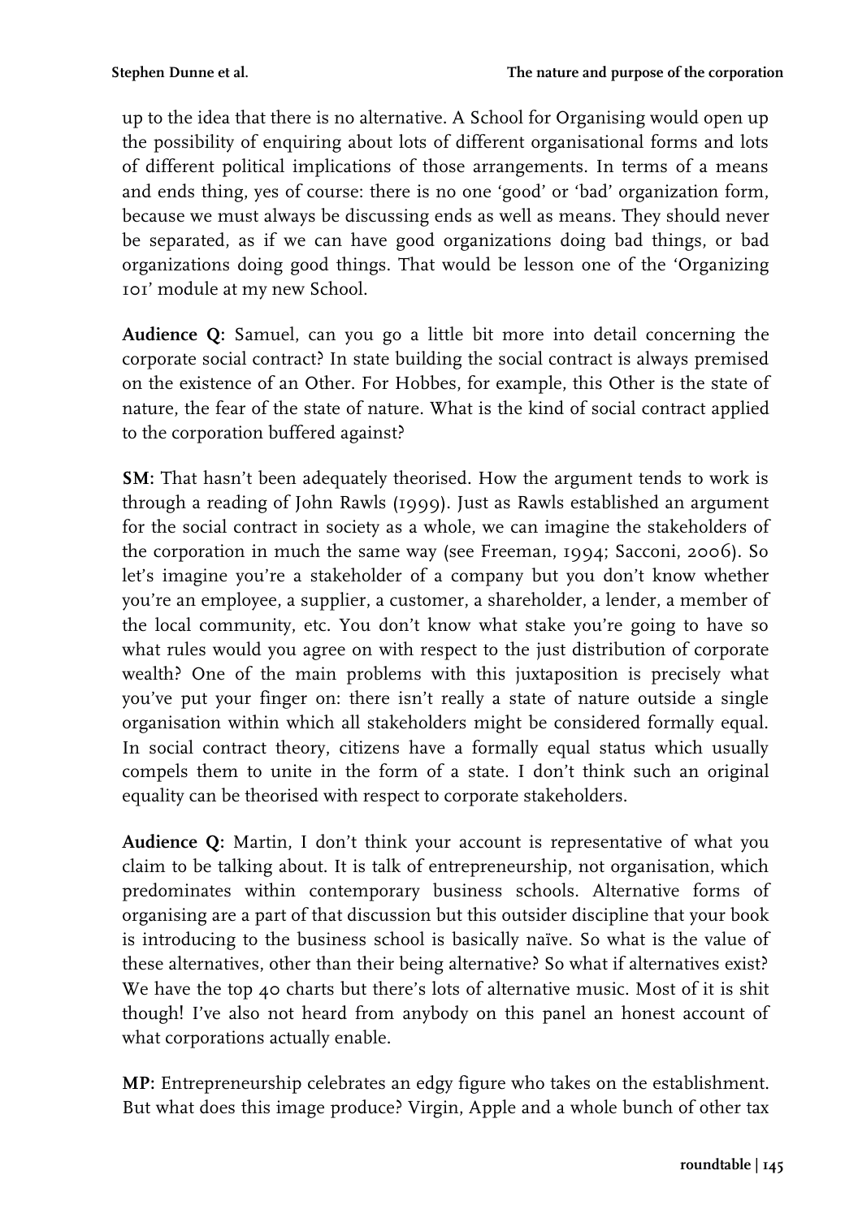up to the idea that there is no alternative. A School for Organising would open up the possibility of enquiring about lots of different organisational forms and lots of different political implications of those arrangements. In terms of a means and ends thing, yes of course: there is no one 'good' or 'bad' organization form, because we must always be discussing ends as well as means. They should never be separated, as if we can have good organizations doing bad things, or bad organizations doing good things. That would be lesson one of the 'Organizing 101' module at my new School.

**Audience Q:** Samuel, can you go a little bit more into detail concerning the corporate social contract? In state building the social contract is always premised on the existence of an Other. For Hobbes, for example, this Other is the state of nature, the fear of the state of nature. What is the kind of social contract applied to the corporation buffered against?

**SM:** That hasn't been adequately theorised. How the argument tends to work is through a reading of John Rawls (1999). Just as Rawls established an argument for the social contract in society as a whole, we can imagine the stakeholders of the corporation in much the same way (see Freeman, 1994; Sacconi, 2006). So let's imagine you're a stakeholder of a company but you don't know whether you're an employee, a supplier, a customer, a shareholder, a lender, a member of the local community, etc. You don't know what stake you're going to have so what rules would you agree on with respect to the just distribution of corporate wealth? One of the main problems with this juxtaposition is precisely what you've put your finger on: there isn't really a state of nature outside a single organisation within which all stakeholders might be considered formally equal. In social contract theory, citizens have a formally equal status which usually compels them to unite in the form of a state. I don't think such an original equality can be theorised with respect to corporate stakeholders.

**Audience Q:** Martin, I don't think your account is representative of what you claim to be talking about. It is talk of entrepreneurship, not organisation, which predominates within contemporary business schools. Alternative forms of organising are a part of that discussion but this outsider discipline that your book is introducing to the business school is basically naïve. So what is the value of these alternatives, other than their being alternative? So what if alternatives exist? We have the top 40 charts but there's lots of alternative music. Most of it is shit though! I've also not heard from anybody on this panel an honest account of what corporations actually enable.

**MP:** Entrepreneurship celebrates an edgy figure who takes on the establishment. But what does this image produce? Virgin, Apple and a whole bunch of other tax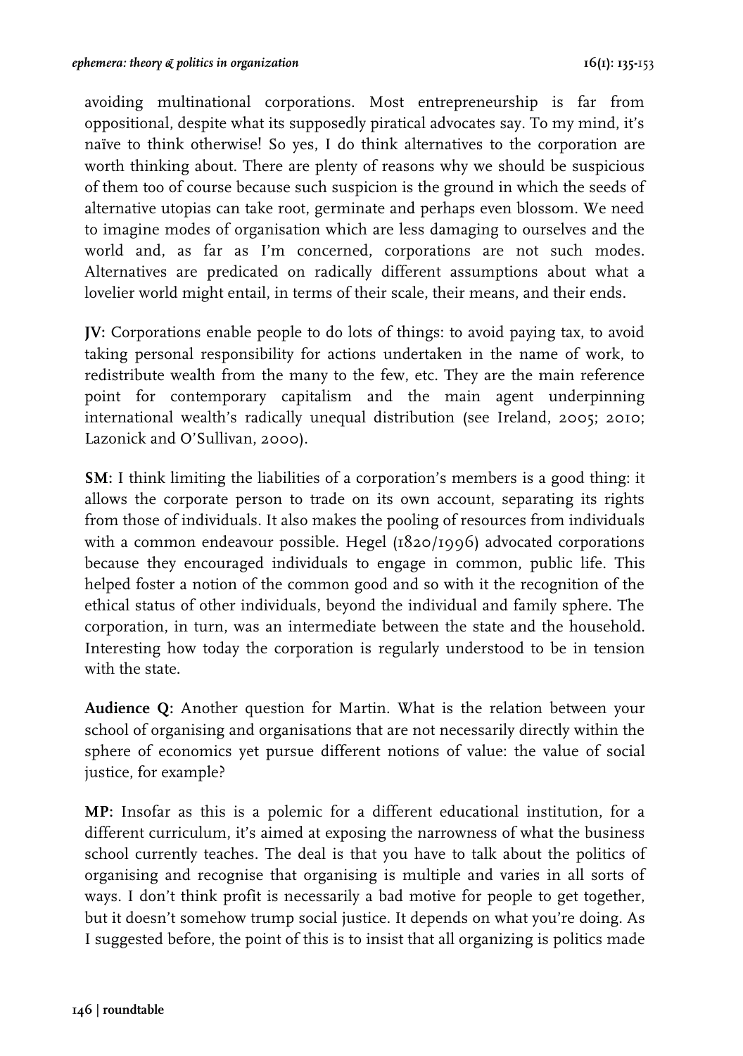avoiding multinational corporations. Most entrepreneurship is far from oppositional, despite what its supposedly piratical advocates say. To my mind, it's naïve to think otherwise! So yes, I do think alternatives to the corporation are worth thinking about. There are plenty of reasons why we should be suspicious of them too of course because such suspicion is the ground in which the seeds of alternative utopias can take root, germinate and perhaps even blossom. We need to imagine modes of organisation which are less damaging to ourselves and the world and, as far as I'm concerned, corporations are not such modes. Alternatives are predicated on radically different assumptions about what a lovelier world might entail, in terms of their scale, their means, and their ends.

**JV:** Corporations enable people to do lots of things: to avoid paying tax, to avoid taking personal responsibility for actions undertaken in the name of work, to redistribute wealth from the many to the few, etc. They are the main reference point for contemporary capitalism and the main agent underpinning international wealth's radically unequal distribution (see Ireland, 2005; 2010; Lazonick and O'Sullivan, 2000).

**SM:** I think limiting the liabilities of a corporation's members is a good thing: it allows the corporate person to trade on its own account, separating its rights from those of individuals. It also makes the pooling of resources from individuals with a common endeavour possible. Hegel (1820/1996) advocated corporations because they encouraged individuals to engage in common, public life. This helped foster a notion of the common good and so with it the recognition of the ethical status of other individuals, beyond the individual and family sphere. The corporation, in turn, was an intermediate between the state and the household. Interesting how today the corporation is regularly understood to be in tension with the state.

**Audience Q:** Another question for Martin. What is the relation between your school of organising and organisations that are not necessarily directly within the sphere of economics yet pursue different notions of value: the value of social justice, for example?

**MP:** Insofar as this is a polemic for a different educational institution, for a different curriculum, it's aimed at exposing the narrowness of what the business school currently teaches. The deal is that you have to talk about the politics of organising and recognise that organising is multiple and varies in all sorts of ways. I don't think profit is necessarily a bad motive for people to get together, but it doesn't somehow trump social justice. It depends on what you're doing. As I suggested before, the point of this is to insist that all organizing is politics made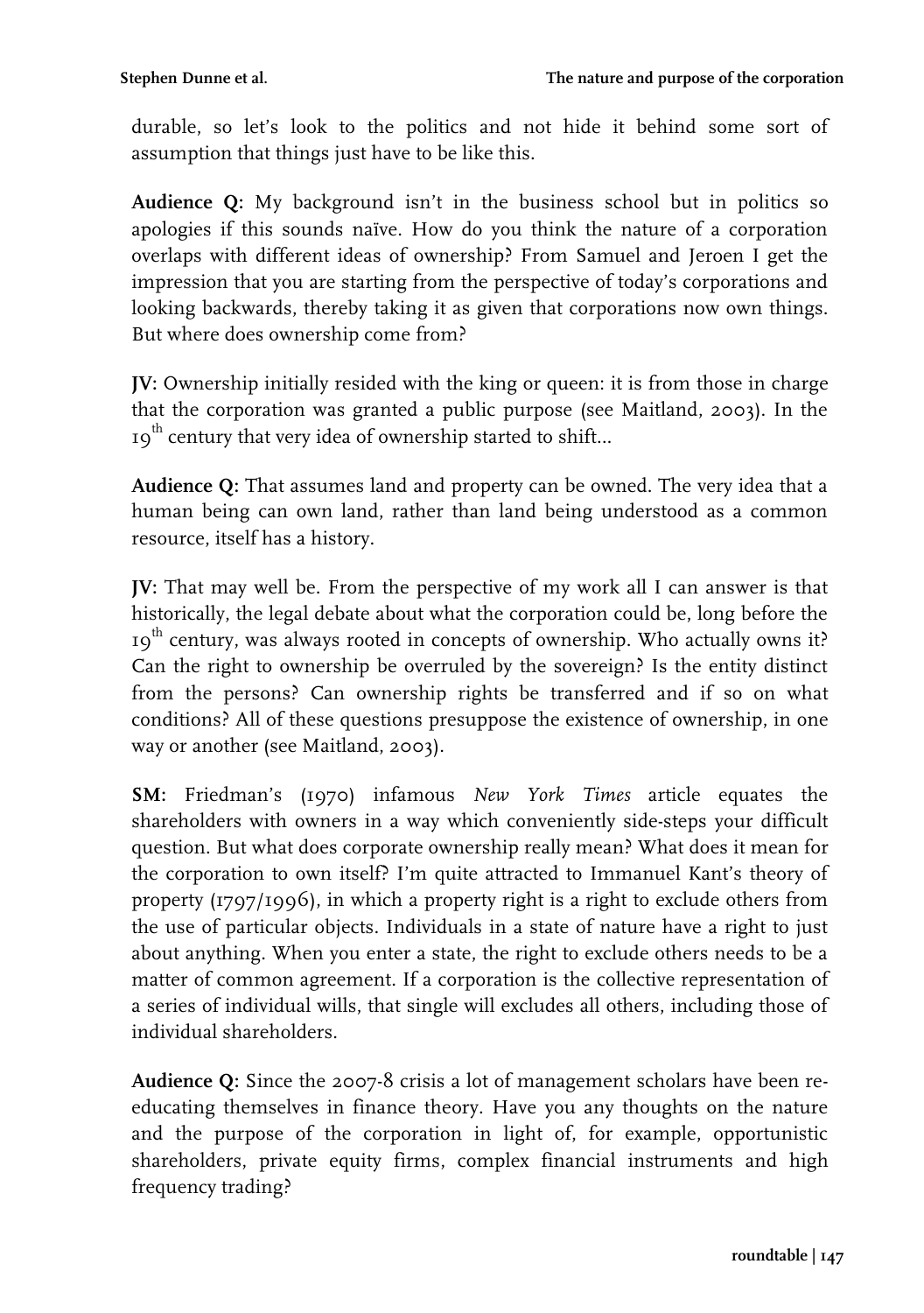durable, so let's look to the politics and not hide it behind some sort of assumption that things just have to be like this.

**Audience Q:** My background isn't in the business school but in politics so apologies if this sounds naïve. How do you think the nature of a corporation overlaps with different ideas of ownership? From Samuel and Jeroen I get the impression that you are starting from the perspective of today's corporations and looking backwards, thereby taking it as given that corporations now own things. But where does ownership come from?

**JV:** Ownership initially resided with the king or queen: it is from those in charge that the corporation was granted a public purpose (see Maitland, 2003). In the 19th century that very idea of ownership started to shift...

**Audience Q:** That assumes land and property can be owned. The very idea that a human being can own land, rather than land being understood as a common resource, itself has a history.

**JV:** That may well be. From the perspective of my work all I can answer is that historically, the legal debate about what the corporation could be, long before the 19th century, was always rooted in concepts of ownership. Who actually owns it? Can the right to ownership be overruled by the sovereign? Is the entity distinct from the persons? Can ownership rights be transferred and if so on what conditions? All of these questions presuppose the existence of ownership, in one way or another (see Maitland, 2003).

**SM:** Friedman's (1970) infamous *New York Times* article equates the shareholders with owners in a way which conveniently side-steps your difficult question. But what does corporate ownership really mean? What does it mean for the corporation to own itself? I'm quite attracted to Immanuel Kant's theory of property (1797/1996), in which a property right is a right to exclude others from the use of particular objects. Individuals in a state of nature have a right to just about anything. When you enter a state, the right to exclude others needs to be a matter of common agreement. If a corporation is the collective representation of a series of individual wills, that single will excludes all others, including those of individual shareholders.

**Audience Q:** Since the 2007-8 crisis a lot of management scholars have been re-educating themselves in finance theory. Have you any thoughts on the nature and the purpose of the corporation in light of, for example, opportunistic shareholders, private equity firms, complex financial instruments and high frequency trading?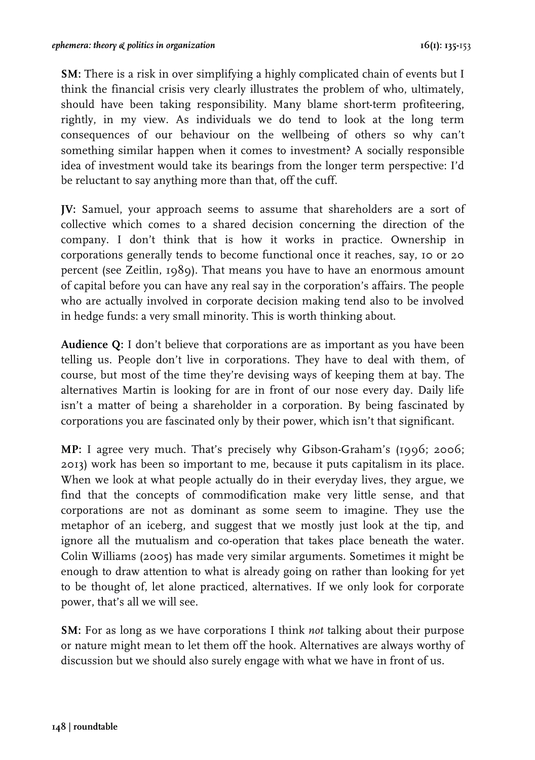**SM:** There is a risk in over simplifying a highly complicated chain of events but I think the financial crisis very clearly illustrates the problem of who, ultimately, should have been taking responsibility. Many blame short-term profiteering, rightly, in my view. As individuals we do tend to look at the long term consequences of our behaviour on the wellbeing of others so why can't something similar happen when it comes to investment? A socially responsible idea of investment would take its bearings from the longer term perspective: I'd be reluctant to say anything more than that, off the cuff.

**JV:** Samuel, your approach seems to assume that shareholders are a sort of collective which comes to a shared decision concerning the direction of the company. I don't think that is how it works in practice. Ownership in corporations generally tends to become functional once it reaches, say, 10 or 20 percent (see Zeitlin, 1989). That means you have to have an enormous amount of capital before you can have any real say in the corporation's affairs. The people who are actually involved in corporate decision making tend also to be involved in hedge funds: a very small minority. This is worth thinking about.

**Audience Q:** I don't believe that corporations are as important as you have been telling us. People don't live in corporations. They have to deal with them, of course, but most of the time they're devising ways of keeping them at bay. The alternatives Martin is looking for are in front of our nose every day. Daily life isn't a matter of being a shareholder in a corporation. By being fascinated by corporations you are fascinated only by their power, which isn't that significant.

**MP:** I agree very much. That's precisely why Gibson-Graham's (1996; 2006; 2013) work has been so important to me, because it puts capitalism in its place. When we look at what people actually do in their everyday lives, they argue, we find that the concepts of commodification make very little sense, and that corporations are not as dominant as some seem to imagine. They use the metaphor of an iceberg, and suggest that we mostly just look at the tip, and ignore all the mutualism and co-operation that takes place beneath the water. Colin Williams (2005) has made very similar arguments. Sometimes it might be enough to draw attention to what is already going on rather than looking for yet to be thought of, let alone practiced, alternatives. If we only look for corporate power, that's all we will see.

**SM:** For as long as we have corporations I think *not* talking about their purpose or nature might mean to let them off the hook. Alternatives are always worthy of discussion but we should also surely engage with what we have in front of us.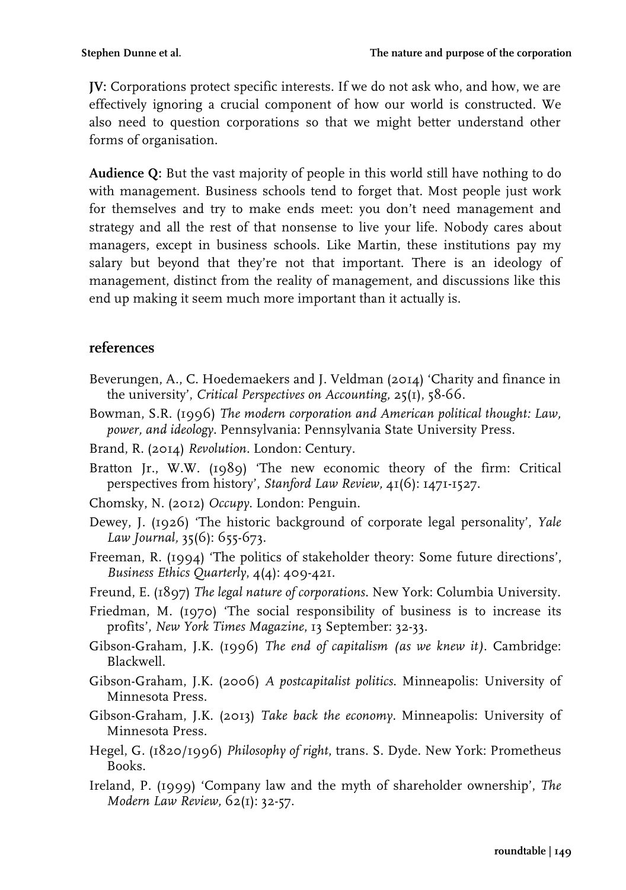**JV:** Corporations protect specific interests. If we do not ask who, and how, we are effectively ignoring a crucial component of how our world is constructed. We also need to question corporations so that we might better understand other forms of organisation.

**Audience Q:** But the vast majority of people in this world still have nothing to do with management. Business schools tend to forget that. Most people just work for themselves and try to make ends meet: you don't need management and strategy and all the rest of that nonsense to live your life. Nobody cares about managers, except in business schools. Like Martin, these institutions pay my salary but beyond that they're not that important. There is an ideology of management, distinct from the reality of management, and discussions like this end up making it seem much more important than it actually is.

## references

Beverungen, A., C. Hoedemaekers and J. Veldman (2014) 'Charity and finance in the university', *Critical Perspectives on Accounting*, 25(1), 58-66.

Bowman, S.R. (1996) *The modern corporation and American political thought: Law, power, and ideology*. Pennsylvania: Pennsylvania State University Press.

Brand, R. (2014) *Revolution*. London: Century.

Bratton Jr., W.W. (1989) 'The new economic theory of the firm: Critical perspectives from history', *Stanford Law Review*, 41(6): 1471-1527.

Chomsky, N. (2012) *Occupy*. London: Penguin.

Dewey, J. (1926) 'The historic background of corporate legal personality', *Yale Law Journal*, 35(6): 655-673.

Freeman, R. (1994) 'The politics of stakeholder theory: Some future directions', *Business Ethics Quarterly*, 4(4): 409-421.

Freund, E. (1897) *The legal nature of corporations*. New York: Columbia University.

Friedman, M. (1970) 'The social responsibility of business is to increase its profits', *New York Times Magazine*, 13 September: 32-33.

Gibson-Graham, J.K. (1996) *The end of capitalism (as we knew it)*. Cambridge: Blackwell.

Gibson-Graham, J.K. (2006) *A postcapitalist politics*. Minneapolis: University of Minnesota Press.

Gibson-Graham, J.K. (2013) *Take back the economy*. Minneapolis: University of Minnesota Press.

Hegel, G. (1820/1996) *Philosophy of right*, trans. S. Dyde. New York: Prometheus Books.

Ireland, P. (1999) 'Company law and the myth of shareholder ownership', *The Modern Law Review*, 62(1): 32-57.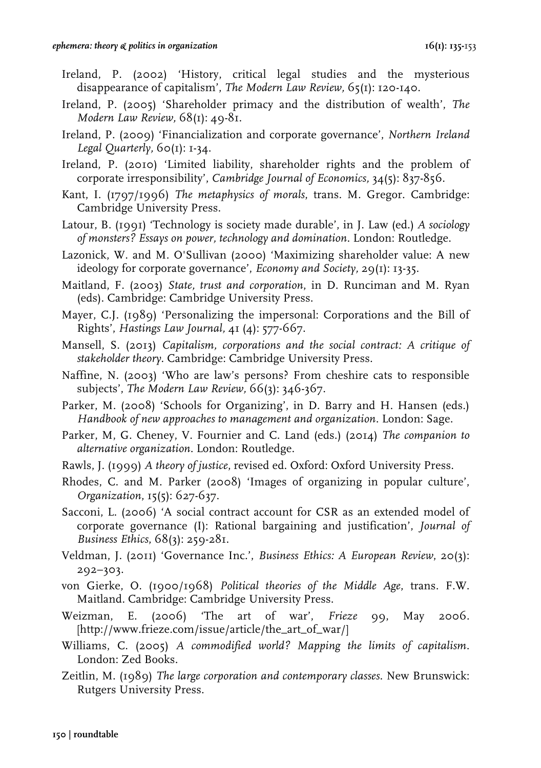Ireland, P. (2002) 'History, critical legal studies and the mysterious disappearance of capitalism', *The Modern Law Review,* 65(1): 120-140.

Ireland, P. (2005) 'Shareholder primacy and the distribution of wealth', *The Modern Law Review,* 68(1): 49-81.

Ireland, P. (2009) 'Financialization and corporate governance', *Northern Ireland Legal Quarterly,* 60(1): 1-34.

Ireland, P. (2010) 'Limited liability, shareholder rights and the problem of corporate irresponsibility', *Cambridge Journal of Economics,* 34(5): 837-856.

Kant, I. (1797/1996) *The metaphysics of morals*, trans. M. Gregor. Cambridge: Cambridge University Press.

Latour, B. (1991) 'Technology is society made durable', in J. Law (ed.) *A sociology of monsters? Essays on power, technology and domination*. London: Routledge.

Lazonick, W. and M. O'Sullivan (2000) 'Maximizing shareholder value: A new ideology for corporate governance', *Economy and Society,* 29(1): 13-35.

Maitland, F. (2003) *State, trust and corporation*, in D. Runciman and M. Ryan (eds). Cambridge: Cambridge University Press.

Mayer, C.J. (1989) 'Personalizing the impersonal: Corporations and the Bill of Rights', *Hastings Law Journal,* 41 (4): 577-667.

Mansell, S. (2013) *Capitalism, corporations and the social contract: A critique of stakeholder theory*. Cambridge: Cambridge University Press.

Naffine, N. (2003) 'Who are law's persons? From cheshire cats to responsible subjects', *The Modern Law Review,* 66(3): 346-367.

Parker, M. (2008) 'Schools for Organizing', in D. Barry and H. Hansen (eds.) *Handbook of new approaches to management and organization*. London: Sage.

Parker, M, G. Cheney, V. Fournier and C. Land (eds.) (2014) *The companion to alternative organization*. London: Routledge.

Rawls, J. (1999) *A theory of justice*, revised ed. Oxford: Oxford University Press.

Rhodes, C. and M. Parker (2008) 'Images of organizing in popular culture', *Organization*, 15(5): 627-637.

Sacconi, L. (2006) 'A social contract account for CSR as an extended model of corporate governance (I): Rational bargaining and justification', *Journal of Business Ethics*, 68(3): 259-281.

Veldman, J. (2011) 'Governance Inc.', *Business Ethics: A European Review*, 20(3): 292–303.

von Gierke, O. (1900/1968) *Political theories of the Middle Age*, trans. F.W. Maitland. Cambridge: Cambridge University Press.

Weizman, E. (2006) 'The art of war', *Frieze* 99, May 2006. [http://www.frieze.com/issue/article/the_art_of_war/]

Williams, C. (2005) *A commodified world? Mapping the limits of capitalism*. London: Zed Books.

Zeitlin, M. (1989) *The large corporation and contemporary classes*. New Brunswick: Rutgers University Press.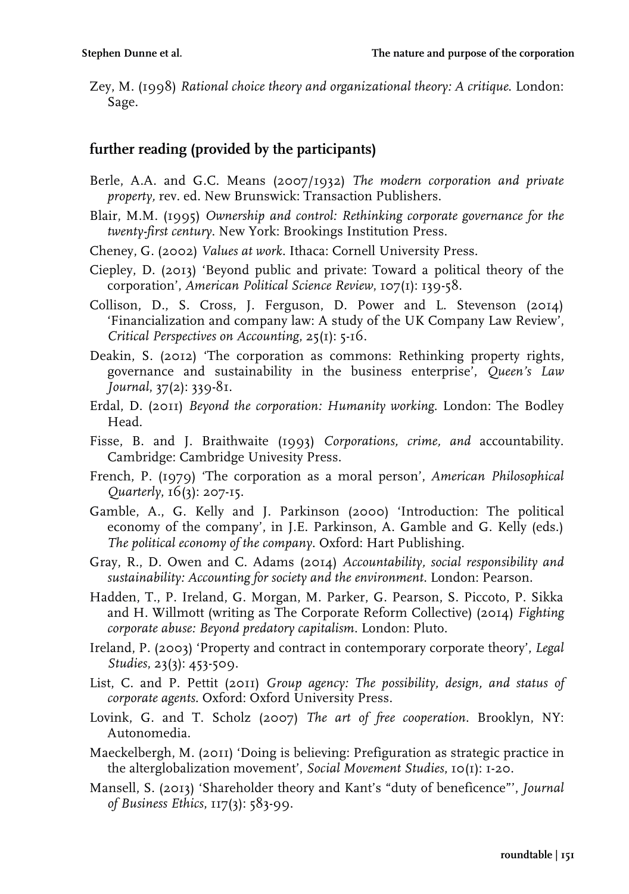Zey, M. (1998) *Rational choice theory and organizational theory: A critique*. London: Sage.

## further reading (provided by the participants)

Berle, A.A. and G.C. Means (2007/1932) *The modern corporation and private property*, rev. ed. New Brunswick: Transaction Publishers.

Blair, M.M. (1995) *Ownership and control: Rethinking corporate governance for the twenty-first century*. New York: Brookings Institution Press.

Cheney, G. (2002) *Values at work*. Ithaca: Cornell University Press.

Ciepley, D. (2013) 'Beyond public and private: Toward a political theory of the corporation', *American Political Science Review*, 107(1): 139-58.

Collison, D., S. Cross, J. Ferguson, D. Power and L. Stevenson (2014) 'Financialization and company law: A study of the UK Company Law Review', *Critical Perspectives on Accounting*, 25(1): 5-16.

Deakin, S. (2012) 'The corporation as commons: Rethinking property rights, governance and sustainability in the business enterprise', *Queen's Law Journal*, 37(2): 339-81.

Erdal, D. (2011) *Beyond the corporation: Humanity working*. London: The Bodley Head.

Fisse, B. and J. Braithwaite (1993) *Corporations, crime, and* accountability. Cambridge: Cambridge Univesity Press.

French, P. (1979) 'The corporation as a moral person', *American Philosophical Quarterly*, 16(3): 207-15.

Gamble, A., G. Kelly and J. Parkinson (2000) 'Introduction: The political economy of the company', in J.E. Parkinson, A. Gamble and G. Kelly (eds.) *The political economy of the company*. Oxford: Hart Publishing.

Gray, R., D. Owen and C. Adams (2014) *Accountability, social responsibility and sustainability: Accounting for society and the environment*. London: Pearson.

Hadden, T., P. Ireland, G. Morgan, M. Parker, G. Pearson, S. Piccoto, P. Sikka and H. Willmott (writing as The Corporate Reform Collective) (2014) *Fighting corporate abuse: Beyond predatory capitalism*. London: Pluto.

Ireland, P. (2003) 'Property and contract in contemporary corporate theory', *Legal Studies*, 23(3): 453-509.

List, C. and P. Pettit (2011) *Group agency: The possibility, design, and status of corporate agents*. Oxford: Oxford University Press.

Lovink, G. and T. Scholz (2007) *The art of free cooperation*. Brooklyn, NY: Autonomedia.

Maeckelbergh, M. (2011) 'Doing is believing: Prefiguration as strategic practice in the alterglobalization movement', *Social Movement Studies*, 10(1): 1-20.

Mansell, S. (2013) 'Shareholder theory and Kant's "duty of beneficence"', *Journal of Business Ethics*, 117(3): 583-99.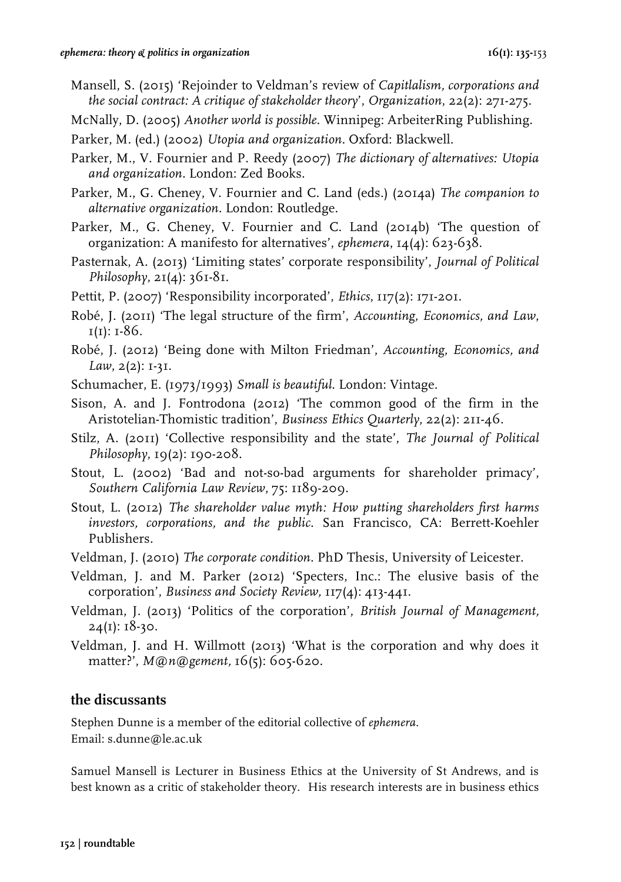Mansell, S. (2015) 'Rejoinder to Veldman's review of *Capitlalism, corporations and the social contract: A critique of stakeholder theory*', *Organization*, 22(2): 271-275.

McNally, D. (2005) *Another world is possible*. Winnipeg: ArbeiterRing Publishing.

Parker, M. (ed.) (2002) *Utopia and organization*. Oxford: Blackwell.

Parker, M., V. Fournier and P. Reedy (2007) *The dictionary of alternatives: Utopia and organization*. London: Zed Books.

Parker, M., G. Cheney, V. Fournier and C. Land (eds.) (2014a) *The companion to alternative organization*. London: Routledge.

Parker, M., G. Cheney, V. Fournier and C. Land (2014b) 'The question of organization: A manifesto for alternatives', *ephemera*, 14(4): 623-638.

Pasternak, A. (2013) 'Limiting states' corporate responsibility', *Journal of Political Philosophy*, 21(4): 361-81.

Pettit, P. (2007) 'Responsibility incorporated', *Ethics*, 117(2): 171-201.

Robé, J. (2011) 'The legal structure of the firm', *Accounting, Economics, and Law*, 1(1): 1-86.

Robé, J. (2012) 'Being done with Milton Friedman', *Accounting, Economics, and Law*, 2(2): 1-31.

Schumacher, E. (1973/1993) *Small is beautiful*. London: Vintage.

Sison, A. and J. Fontrodona (2012) 'The common good of the firm in the Aristotelian-Thomistic tradition', *Business Ethics Quarterly*, 22(2): 211-46.

Stilz, A. (2011) 'Collective responsibility and the state', *The Journal of Political Philosophy*, 19(2): 190-208.

Stout, L. (2002) 'Bad and not-so-bad arguments for shareholder primacy', *Southern California Law Review*, 75: 1189-209.

Stout, L. (2012) *The shareholder value myth: How putting shareholders first harms investors, corporations, and the public*. San Francisco, CA: Berrett-Koehler Publishers.

Veldman, J. (2010) *The corporate condition*. PhD Thesis, University of Leicester.

Veldman, J. and M. Parker (2012) 'Specters, Inc.: The elusive basis of the corporation', *Business and Society Review*, 117(4): 413-441.

Veldman, J. (2013) 'Politics of the corporation', *British Journal of Management*, 24(1): 18-30.

Veldman, J. and H. Willmott (2013) 'What is the corporation and why does it matter?', *M@n@gement*, 16(5): 605-620.

## the discussants

Stephen Dunne is a member of the editorial collective of *ephemera*.
Email: s.dunne@le.ac.uk

Samuel Mansell is Lecturer in Business Ethics at the University of St Andrews, and is best known as a critic of stakeholder theory. His research interests are in business ethics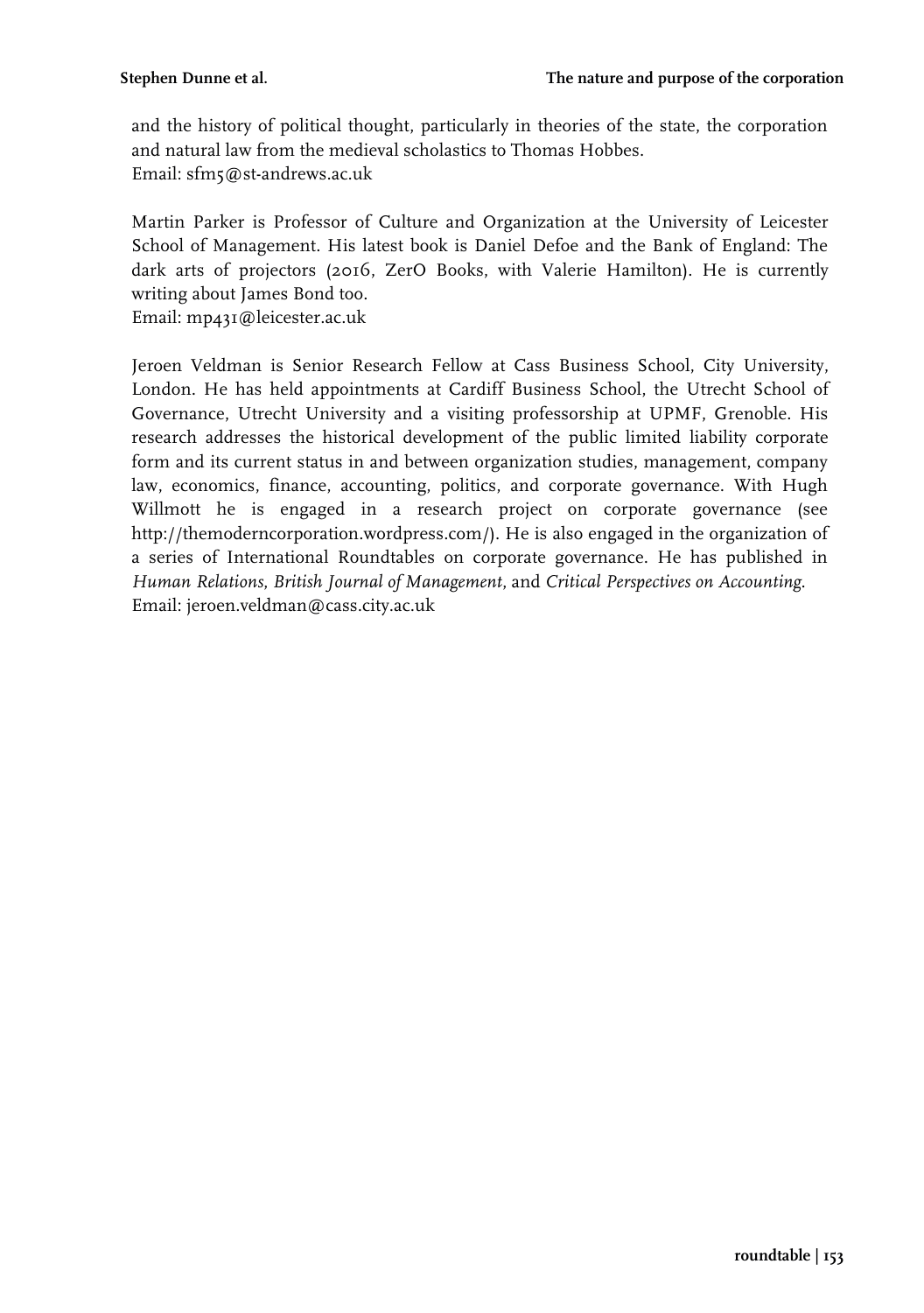and the history of political thought, particularly in theories of the state, the corporation and natural law from the medieval scholastics to Thomas Hobbes.
Email: sfm5@st-andrews.ac.uk

Martin Parker is Professor of Culture and Organization at the University of Leicester School of Management. His latest book is Daniel Defoe and the Bank of England: The dark arts of projectors (2016, ZerO Books, with Valerie Hamilton). He is currently writing about James Bond too.
Email: mp431@leicester.ac.uk

Jeroen Veldman is Senior Research Fellow at Cass Business School, City University, London. He has held appointments at Cardiff Business School, the Utrecht School of Governance, Utrecht University and a visiting professorship at UPMF, Grenoble. His research addresses the historical development of the public limited liability corporate form and its current status in and between organization studies, management, company law, economics, finance, accounting, politics, and corporate governance. With Hugh Willmott he is engaged in a research project on corporate governance (see http://themoderncorporation.wordpress.com/). He is also engaged in the organization of a series of International Roundtables on corporate governance. He has published in *Human Relations*, *British Journal of Management*, and *Critical Perspectives on Accounting*.
Email: jeroen.veldman@cass.city.ac.uk